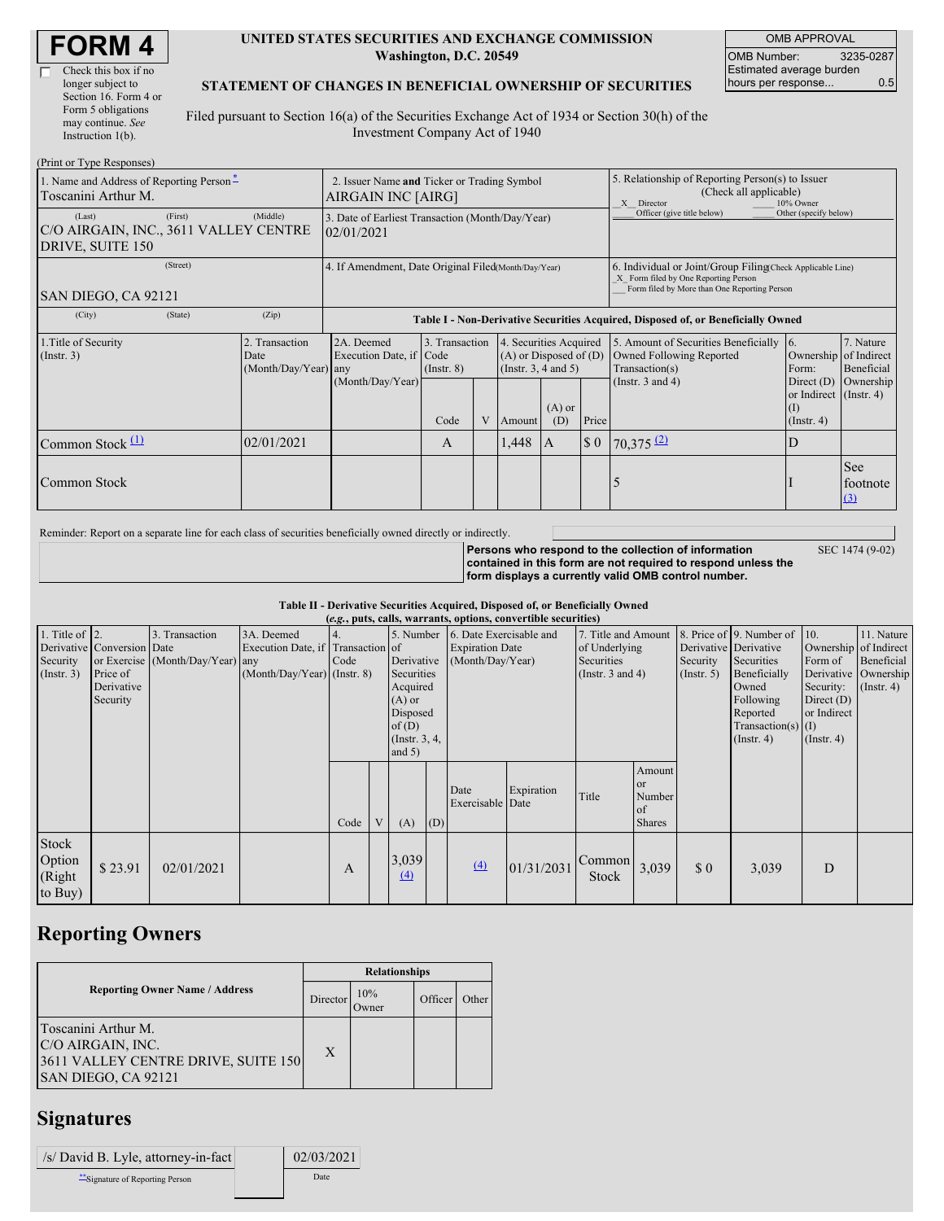# FORM 4

☐ Check this box if no longer subject to Section 16. Form 4 or Form 5 obligations may continue. *See* Instruction 1(b).

**UNITED STATES SECURITIES AND EXCHANGE COMMISSION**
**Washington, D.C. 20549**

**STATEMENT OF CHANGES IN BENEFICIAL OWNERSHIP OF SECURITIES**

Filed pursuant to Section 16(a) of the Securities Exchange Act of 1934 or Section 30(h) of the Investment Company Act of 1940

| OMB APPROVAL | |
|---|---|
| OMB Number: | 3235-0287 |
| Estimated average burden hours per response... | 0.5 |

(Print or Type Responses)

| | | |
|---|---|---|
| 1. Name and Address of Reporting Person* <br> Toscanini Arthur M. | 2. Issuer Name **and** Ticker or Trading Symbol <br> AIRGAIN INC [AIRG] | 5. Relationship of Reporting Person(s) to Issuer (Check all applicable) <br> X Director ___ 10% Owner <br> ___ Officer (give title below) ___ Other (specify below) |
| (Last) (First) (Middle) <br> C/O AIRGAIN, INC., 3611 VALLEY CENTRE DRIVE, SUITE 150 | 3. Date of Earliest Transaction (Month/Day/Year) <br> 02/01/2021 | |
| (Street) <br> SAN DIEGO, CA 92121 | 4. If Amendment, Date Original Filed (Month/Day/Year) | 6. Individual or Joint/Group Filing (Check Applicable Line) <br> X Form filed by One Reporting Person <br> ___ Form filed by More than One Reporting Person |
| (City) (State) (Zip) | | |

**Table I - Non-Derivative Securities Acquired, Disposed of, or Beneficially Owned**

| 1.Title of Security (Instr. 3) | 2. Transaction Date (Month/Day/Year) | 2A. Deemed Execution Date, if any (Month/Day/Year) | 3. Transaction Code (Instr. 8) | | 4. Securities Acquired (A) or Disposed of (D) (Instr. 3, 4 and 5) | | | 5. Amount of Securities Beneficially Owned Following Reported Transaction(s) (Instr. 3 and 4) | 6. Ownership Form: Direct (D) or Indirect (I) (Instr. 4) | 7. Nature of Indirect Beneficial Ownership (Instr. 4) |
|---|---|---|---|---|---|---|---|---|---|---|
| | | | Code | V | Amount | (A) or (D) | Price | | | |
| Common Stock [(1)] | 02/01/2021 | | A | | 1,448 | A | $ 0 | 70,375 [(2)] | D | |
| Common Stock | | | | | | | | 5 | I | See footnote [(3)] |

Reminder: Report on a separate line for each class of securities beneficially owned directly or indirectly.

**Persons who respond to the collection of information contained in this form are not required to respond unless the form displays a currently valid OMB control number.** SEC 1474 (9-02)

**Table II - Derivative Securities Acquired, Disposed of, or Beneficially Owned**
**(*e.g.*, puts, calls, warrants, options, convertible securities)**

| 1. Title of Derivative Security (Instr. 3) | 2. Conversion or Exercise Price of Derivative Security | 3. Transaction Date (Month/Day/Year) | 3A. Deemed Execution Date, if any (Month/Day/Year) | 4. Transaction Code (Instr. 8) | | 5. Number of Derivative Securities Acquired (A) or Disposed of (D) (Instr. 3, 4, and 5) | | 6. Date Exercisable and Expiration Date (Month/Day/Year) | | 7. Title and Amount of Underlying Securities (Instr. 3 and 4) | | 8. Price of Derivative Security (Instr. 5) | 9. Number of Derivative Securities Beneficially Owned Following Reported Transaction(s) (Instr. 4) | 10. Ownership Form of Derivative Security: Direct (D) or Indirect (I) (Instr. 4) | 11. Nature of Indirect Beneficial Ownership (Instr. 4) |
|---|---|---|---|---|---|---|---|---|---|---|---|---|---|---|---|
| | | | | Code | V | (A) | (D) | Date Exercisable | Expiration Date | Title | Amount or Number of Shares | | | | |
| Stock Option (Right to Buy) | $ 23.91 | 02/01/2021 | | A | | 3,039 [(4)] | | [(4)] | 01/31/2031 | Common Stock | 3,039 | $ 0 | 3,039 | D | |

## Reporting Owners

| Reporting Owner Name / Address | Relationships | | | |
|---|---|---|---|---|
| | Director | 10% Owner | Officer | Other |
| Toscanini Arthur M.<br>C/O AIRGAIN, INC.<br>3611 VALLEY CENTRE DRIVE, SUITE 150<br>SAN DIEGO, CA 92121 | X | | | |

## Signatures

| | |
|---|---|
| /s/ David B. Lyle, attorney-in-fact | 02/03/2021 |
| **Signature of Reporting Person | Date |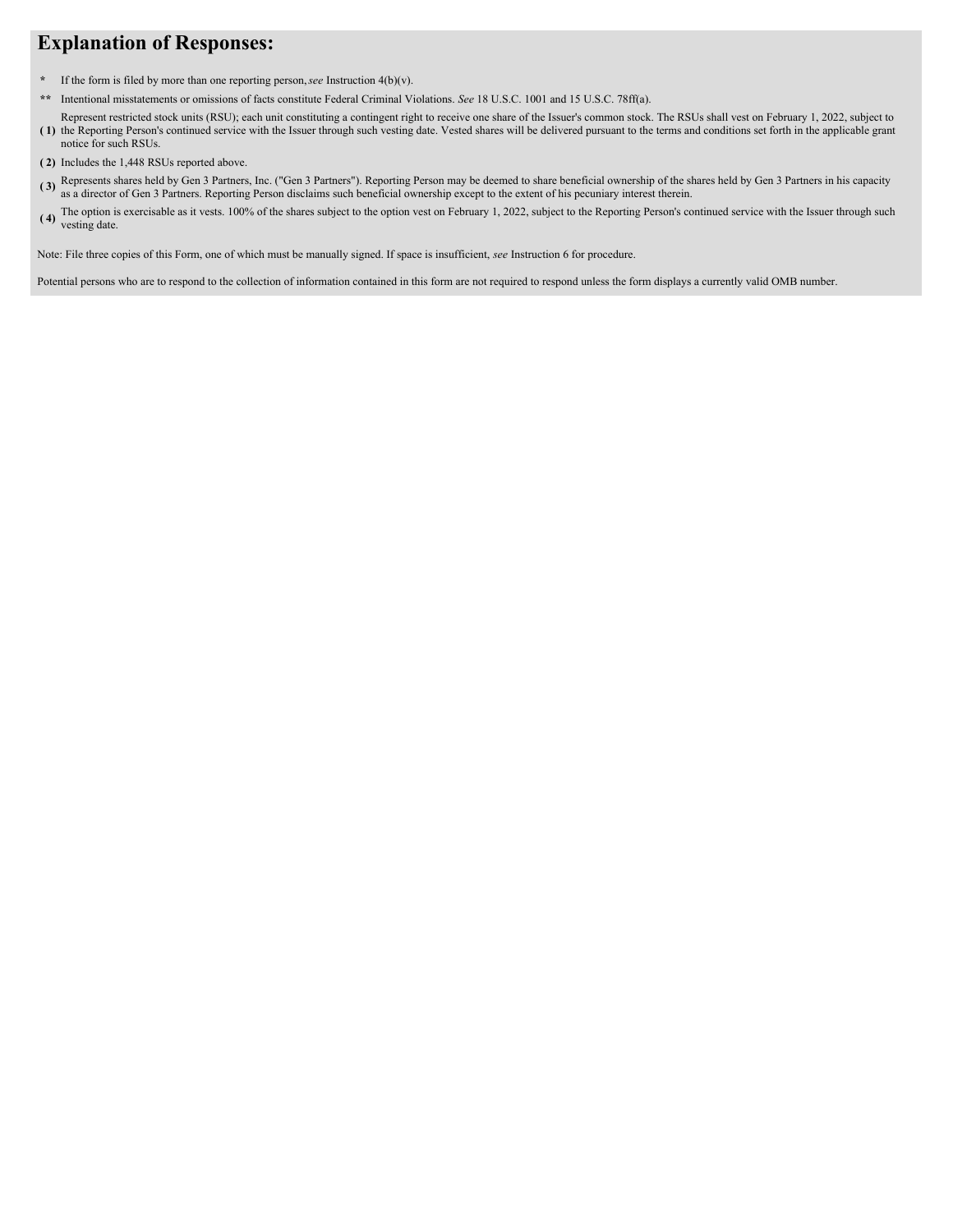# Explanation of Responses:

\* If the form is filed by more than one reporting person, *see* Instruction 4(b)(v).

\*\* Intentional misstatements or omissions of facts constitute Federal Criminal Violations. *See* 18 U.S.C. 1001 and 15 U.S.C. 78ff(a).

**( 1)** Represent restricted stock units (RSU); each unit constituting a contingent right to receive one share of the Issuer's common stock. The RSUs shall vest on February 1, 2022, subject to the Reporting Person's continued service with the Issuer through such vesting date. Vested shares will be delivered pursuant to the terms and conditions set forth in the applicable grant notice for such RSUs.

**( 2)** Includes the 1,448 RSUs reported above.

**( 3)** Represents shares held by Gen 3 Partners, Inc. ("Gen 3 Partners"). Reporting Person may be deemed to share beneficial ownership of the shares held by Gen 3 Partners in his capacity as a director of Gen 3 Partners. Reporting Person disclaims such beneficial ownership except to the extent of his pecuniary interest therein.

**( 4)** The option is exercisable as it vests. 100% of the shares subject to the option vest on February 1, 2022, subject to the Reporting Person's continued service with the Issuer through such vesting date.

Note: File three copies of this Form, one of which must be manually signed. If space is insufficient, *see* Instruction 6 for procedure.

Potential persons who are to respond to the collection of information contained in this form are not required to respond unless the form displays a currently valid OMB number.